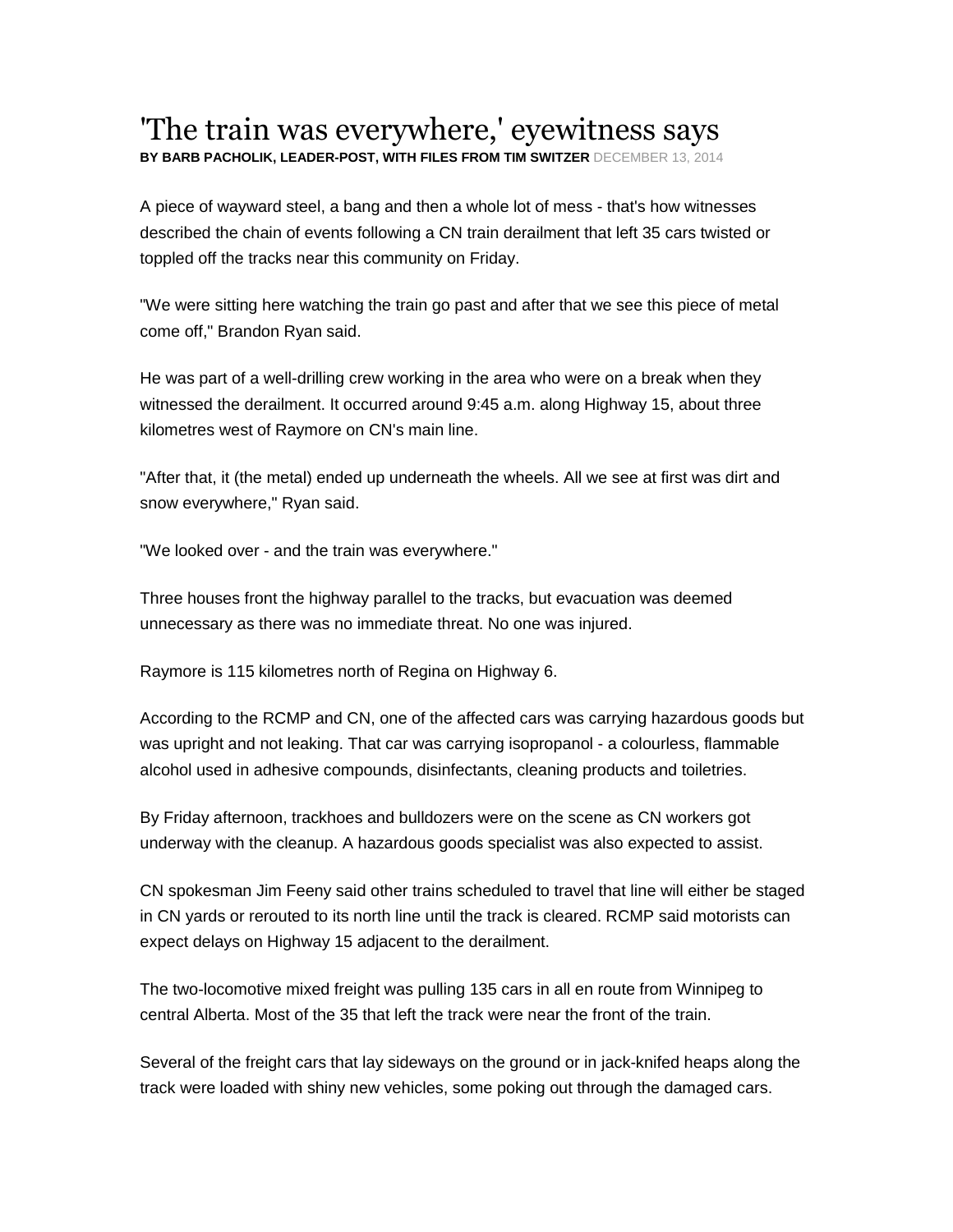# 'The train was everywhere,' eyewitness says

**BY BARB PACHOLIK, LEADER-POST, WITH FILES FROM TIM SWITZER** DECEMBER 13, 2014

A piece of wayward steel, a bang and then a whole lot of mess - that's how witnesses described the chain of events following a CN train derailment that left 35 cars twisted or toppled off the tracks near this community on Friday.

"We were sitting here watching the train go past and after that we see this piece of metal come off," Brandon Ryan said.

He was part of a well-drilling crew working in the area who were on a break when they witnessed the derailment. It occurred around 9:45 a.m. along Highway 15, about three kilometres west of Raymore on CN's main line.

"After that, it (the metal) ended up underneath the wheels. All we see at first was dirt and snow everywhere," Ryan said.

"We looked over - and the train was everywhere."

Three houses front the highway parallel to the tracks, but evacuation was deemed unnecessary as there was no immediate threat. No one was injured.

Raymore is 115 kilometres north of Regina on Highway 6.

According to the RCMP and CN, one of the affected cars was carrying hazardous goods but was upright and not leaking. That car was carrying isopropanol - a colourless, flammable alcohol used in adhesive compounds, disinfectants, cleaning products and toiletries.

By Friday afternoon, trackhoes and bulldozers were on the scene as CN workers got underway with the cleanup. A hazardous goods specialist was also expected to assist.

CN spokesman Jim Feeny said other trains scheduled to travel that line will either be staged in CN yards or rerouted to its north line until the track is cleared. RCMP said motorists can expect delays on Highway 15 adjacent to the derailment.

The two-locomotive mixed freight was pulling 135 cars in all en route from Winnipeg to central Alberta. Most of the 35 that left the track were near the front of the train.

Several of the freight cars that lay sideways on the ground or in jack-knifed heaps along the track were loaded with shiny new vehicles, some poking out through the damaged cars.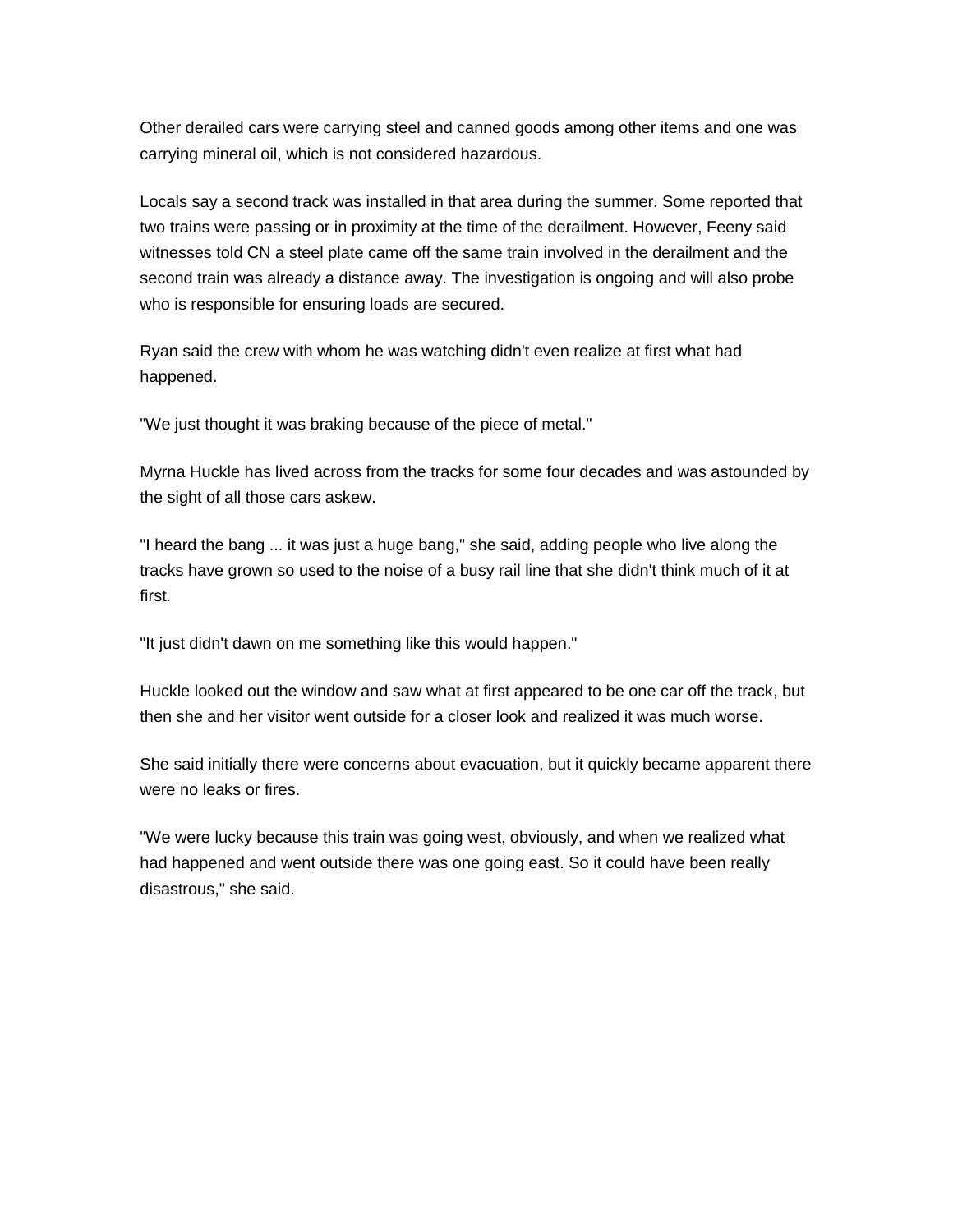Other derailed cars were carrying steel and canned goods among other items and one was carrying mineral oil, which is not considered hazardous.

Locals say a second track was installed in that area during the summer. Some reported that two trains were passing or in proximity at the time of the derailment. However, Feeny said witnesses told CN a steel plate came off the same train involved in the derailment and the second train was already a distance away. The investigation is ongoing and will also probe who is responsible for ensuring loads are secured.

Ryan said the crew with whom he was watching didn't even realize at first what had happened.

"We just thought it was braking because of the piece of metal."

Myrna Huckle has lived across from the tracks for some four decades and was astounded by the sight of all those cars askew.

"I heard the bang ... it was just a huge bang," she said, adding people who live along the tracks have grown so used to the noise of a busy rail line that she didn't think much of it at first.

"It just didn't dawn on me something like this would happen."

Huckle looked out the window and saw what at first appeared to be one car off the track, but then she and her visitor went outside for a closer look and realized it was much worse.

She said initially there were concerns about evacuation, but it quickly became apparent there were no leaks or fires.

"We were lucky because this train was going west, obviously, and when we realized what had happened and went outside there was one going east. So it could have been really disastrous," she said.